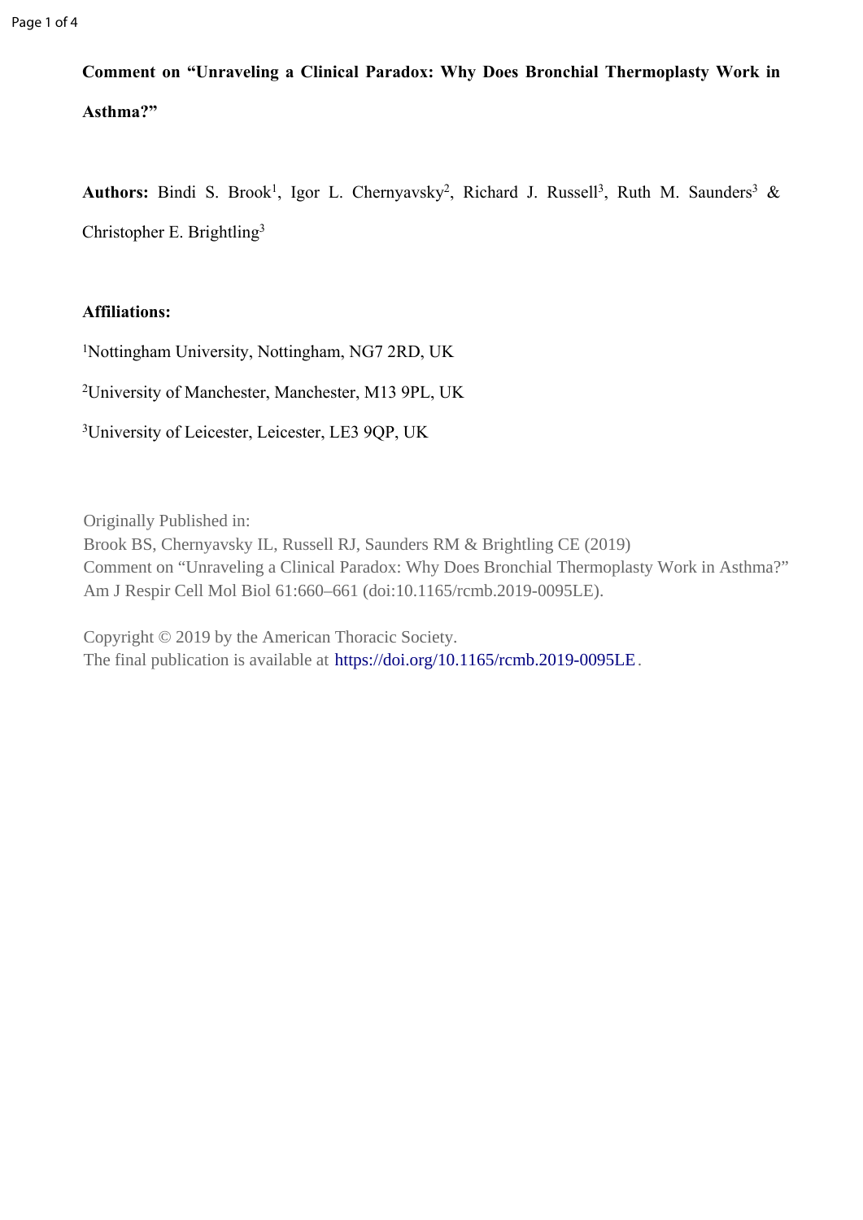**Comment on “Unraveling a Clinical Paradox: Why Does Bronchial Thermoplasty Work in Asthma?”**

**Authors:** Bindi S. Brook[1], Igor L. Chernyavsky[2], Richard J. Russell[3], Ruth M. Saunders[3] & Christopher E. Brightling[3]

**Affiliations:**

[1]Nottingham University, Nottingham, NG7 2RD, UK

[2]University of Manchester, Manchester, M13 9PL, UK

[3]University of Leicester, Leicester, LE3 9QP, UK

Originally Published in:
Brook BS, Chernyavsky IL, Russell RJ, Saunders RM & Brightling CE (2019)
Comment on “Unraveling a Clinical Paradox: Why Does Bronchial Thermoplasty Work in Asthma?”
Am J Respir Cell Mol Biol 61:660–661 (doi:10.1165/rcmb.2019-0095LE).

Copyright © 2019 by the American Thoracic Society.
The final publication is available at https://doi.org/10.1165/rcmb.2019-0095LE.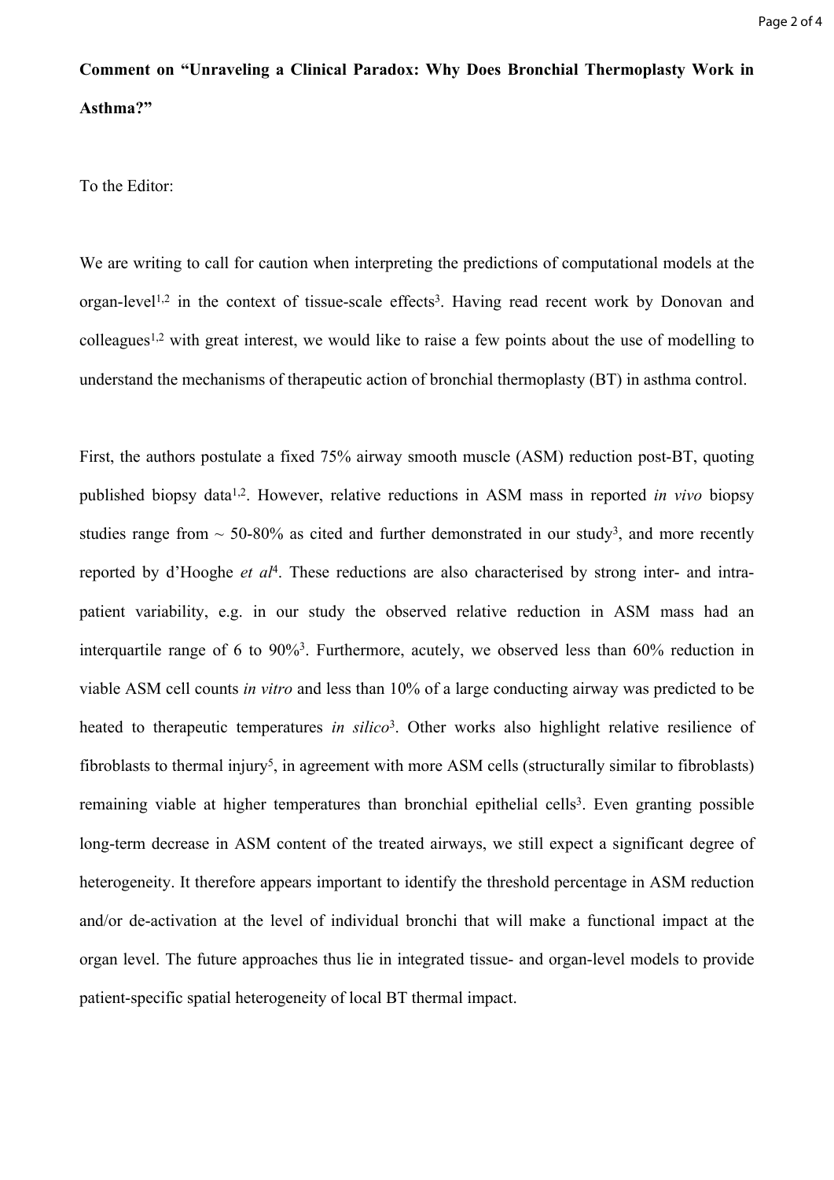**Comment on "Unraveling a Clinical Paradox: Why Does Bronchial Thermoplasty Work in Asthma?"**

To the Editor:

We are writing to call for caution when interpreting the predictions of computational models at the organ-level[1,2] in the context of tissue-scale effects[3]. Having read recent work by Donovan and colleagues[1,2] with great interest, we would like to raise a few points about the use of modelling to understand the mechanisms of therapeutic action of bronchial thermoplasty (BT) in asthma control.

First, the authors postulate a fixed 75% airway smooth muscle (ASM) reduction post-BT, quoting published biopsy data[1,2]. However, relative reductions in ASM mass in reported *in vivo* biopsy studies range from ~ 50-80% as cited and further demonstrated in our study[3], and more recently reported by d'Hooghe *et al*[4]. These reductions are also characterised by strong inter- and intra-patient variability, e.g. in our study the observed relative reduction in ASM mass had an interquartile range of 6 to 90%[3]. Furthermore, acutely, we observed less than 60% reduction in viable ASM cell counts *in vitro* and less than 10% of a large conducting airway was predicted to be heated to therapeutic temperatures *in silico*[3]. Other works also highlight relative resilience of fibroblasts to thermal injury[5], in agreement with more ASM cells (structurally similar to fibroblasts) remaining viable at higher temperatures than bronchial epithelial cells[3]. Even granting possible long-term decrease in ASM content of the treated airways, we still expect a significant degree of heterogeneity. It therefore appears important to identify the threshold percentage in ASM reduction and/or de-activation at the level of individual bronchi that will make a functional impact at the organ level. The future approaches thus lie in integrated tissue- and organ-level models to provide patient-specific spatial heterogeneity of local BT thermal impact.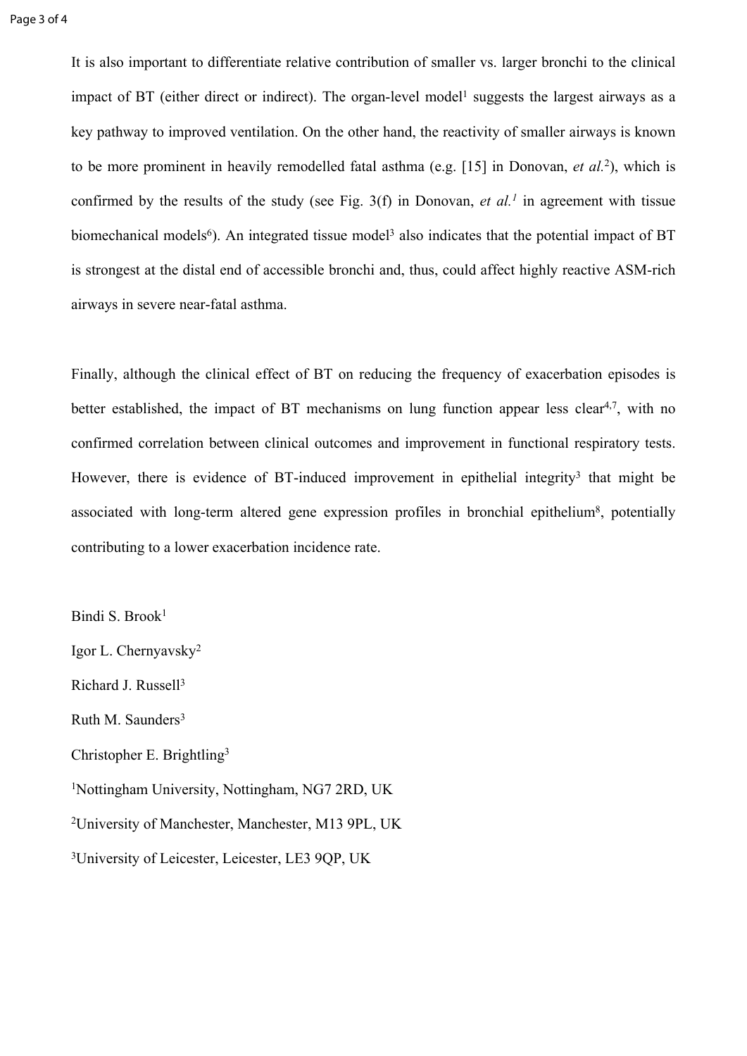It is also important to differentiate relative contribution of smaller vs. larger bronchi to the clinical impact of BT (either direct or indirect). The organ-level model[1] suggests the largest airways as a key pathway to improved ventilation. On the other hand, the reactivity of smaller airways is known to be more prominent in heavily remodelled fatal asthma (e.g. [15] in Donovan, *et al.*[2]), which is confirmed by the results of the study (see Fig. 3(f) in Donovan, *et al.*[1] in agreement with tissue biomechanical models[6]). An integrated tissue model[3] also indicates that the potential impact of BT is strongest at the distal end of accessible bronchi and, thus, could affect highly reactive ASM-rich airways in severe near-fatal asthma.

Finally, although the clinical effect of BT on reducing the frequency of exacerbation episodes is better established, the impact of BT mechanisms on lung function appear less clear[4,7], with no confirmed correlation between clinical outcomes and improvement in functional respiratory tests. However, there is evidence of BT-induced improvement in epithelial integrity[3] that might be associated with long-term altered gene expression profiles in bronchial epithelium[8], potentially contributing to a lower exacerbation incidence rate.

Bindi S. Brook[1]

Igor L. Chernyavsky[2]

Richard J. Russell[3]

Ruth M. Saunders[3]

Christopher E. Brightling[3]

[1]Nottingham University, Nottingham, NG7 2RD, UK

[2]University of Manchester, Manchester, M13 9PL, UK

[3]University of Leicester, Leicester, LE3 9QP, UK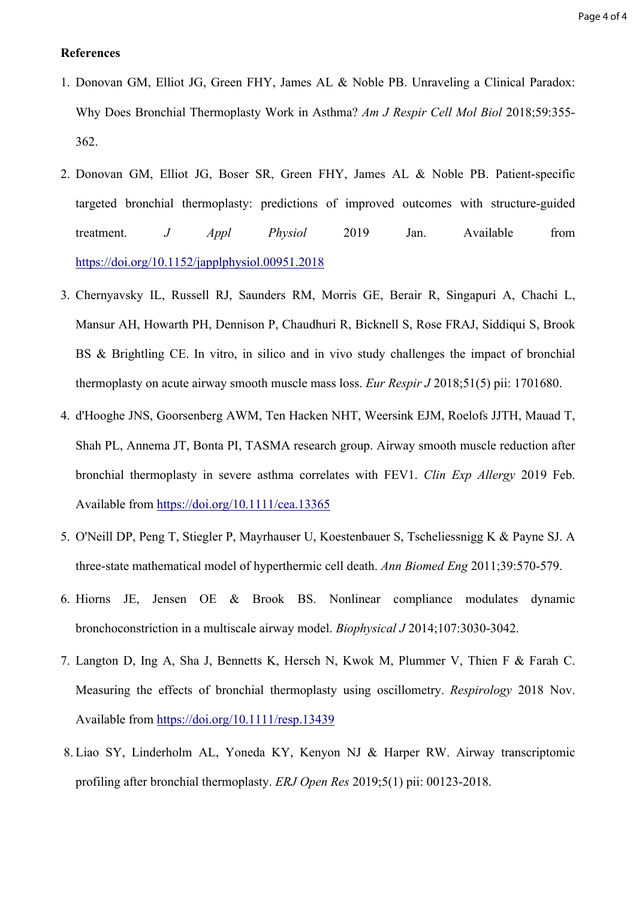**References**

1. Donovan GM, Elliot JG, Green FHY, James AL & Noble PB. Unraveling a Clinical Paradox: Why Does Bronchial Thermoplasty Work in Asthma? *Am J Respir Cell Mol Biol* 2018;59:355-362.

2. Donovan GM, Elliot JG, Boser SR, Green FHY, James AL & Noble PB. Patient-specific targeted bronchial thermoplasty: predictions of improved outcomes with structure-guided treatment. *J Appl Physiol* 2019 Jan. Available from https://doi.org/10.1152/japplphysiol.00951.2018

3. Chernyavsky IL, Russell RJ, Saunders RM, Morris GE, Berair R, Singapuri A, Chachi L, Mansur AH, Howarth PH, Dennison P, Chaudhuri R, Bicknell S, Rose FRAJ, Siddiqui S, Brook BS & Brightling CE. In vitro, in silico and in vivo study challenges the impact of bronchial thermoplasty on acute airway smooth muscle mass loss. *Eur Respir J* 2018;51(5) pii: 1701680.

4. d'Hooghe JNS, Goorsenberg AWM, Ten Hacken NHT, Weersink EJM, Roelofs JJTH, Mauad T, Shah PL, Annema JT, Bonta PI, TASMA research group. Airway smooth muscle reduction after bronchial thermoplasty in severe asthma correlates with FEV1. *Clin Exp Allergy* 2019 Feb. Available from https://doi.org/10.1111/cea.13365

5. O'Neill DP, Peng T, Stiegler P, Mayrhauser U, Koestenbauer S, Tscheliessnigg K & Payne SJ. A three-state mathematical model of hyperthermic cell death. *Ann Biomed Eng* 2011;39:570-579.

6. Hiorns JE, Jensen OE & Brook BS. Nonlinear compliance modulates dynamic bronchoconstriction in a multiscale airway model. *Biophysical J* 2014;107:3030-3042.

7. Langton D, Ing A, Sha J, Bennetts K, Hersch N, Kwok M, Plummer V, Thien F & Farah C. Measuring the effects of bronchial thermoplasty using oscillometry. *Respirology* 2018 Nov. Available from https://doi.org/10.1111/resp.13439

8. Liao SY, Linderholm AL, Yoneda KY, Kenyon NJ & Harper RW. Airway transcriptomic profiling after bronchial thermoplasty. *ERJ Open Res* 2019;5(1) pii: 00123-2018.